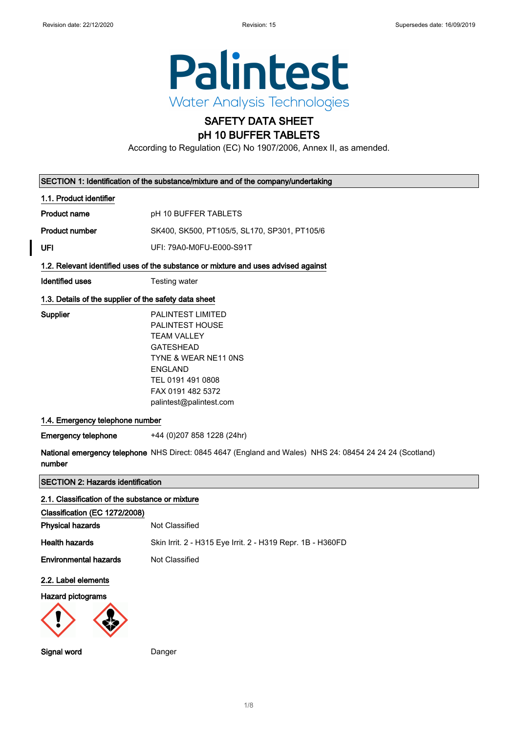Revision date: 22/12/2020 Revision: 15 Supersedes date: 16/09/2019

Palintest
Water Analysis Technologies

# SAFETY DATA SHEET
# pH 10 BUFFER TABLETS

According to Regulation (EC) No 1907/2006, Annex II, as amended.

## SECTION 1: Identification of the substance/mixture and of the company/undertaking

### 1.1. Product identifier

**Product name** pH 10 BUFFER TABLETS

**Product number** SK400, SK500, PT105/5, SL170, SP301, PT105/6

**UFI** UFI: 79A0-M0FU-E000-S91T

### 1.2. Relevant identified uses of the substance or mixture and uses advised against

**Identified uses** Testing water

### 1.3. Details of the supplier of the safety data sheet

**Supplier**
PALINTEST LIMITED
PALINTEST HOUSE
TEAM VALLEY
GATESHEAD
TYNE & WEAR NE11 0NS
ENGLAND
TEL 0191 491 0808
FAX 0191 482 5372
palintest@palintest.com

### 1.4. Emergency telephone number

**Emergency telephone** +44 (0)207 858 1228 (24hr)

**National emergency telephone number** NHS Direct: 0845 4647 (England and Wales) NHS 24: 08454 24 24 24 (Scotland)

## SECTION 2: Hazards identification

### 2.1. Classification of the substance or mixture

**Classification (EC 1272/2008)**

**Physical hazards** Not Classified

**Health hazards** Skin Irrit. 2 - H315 Eye Irrit. 2 - H319 Repr. 1B - H360FD

**Environmental hazards** Not Classified

### 2.2. Label elements

**Hazard pictograms**

**Signal word** Danger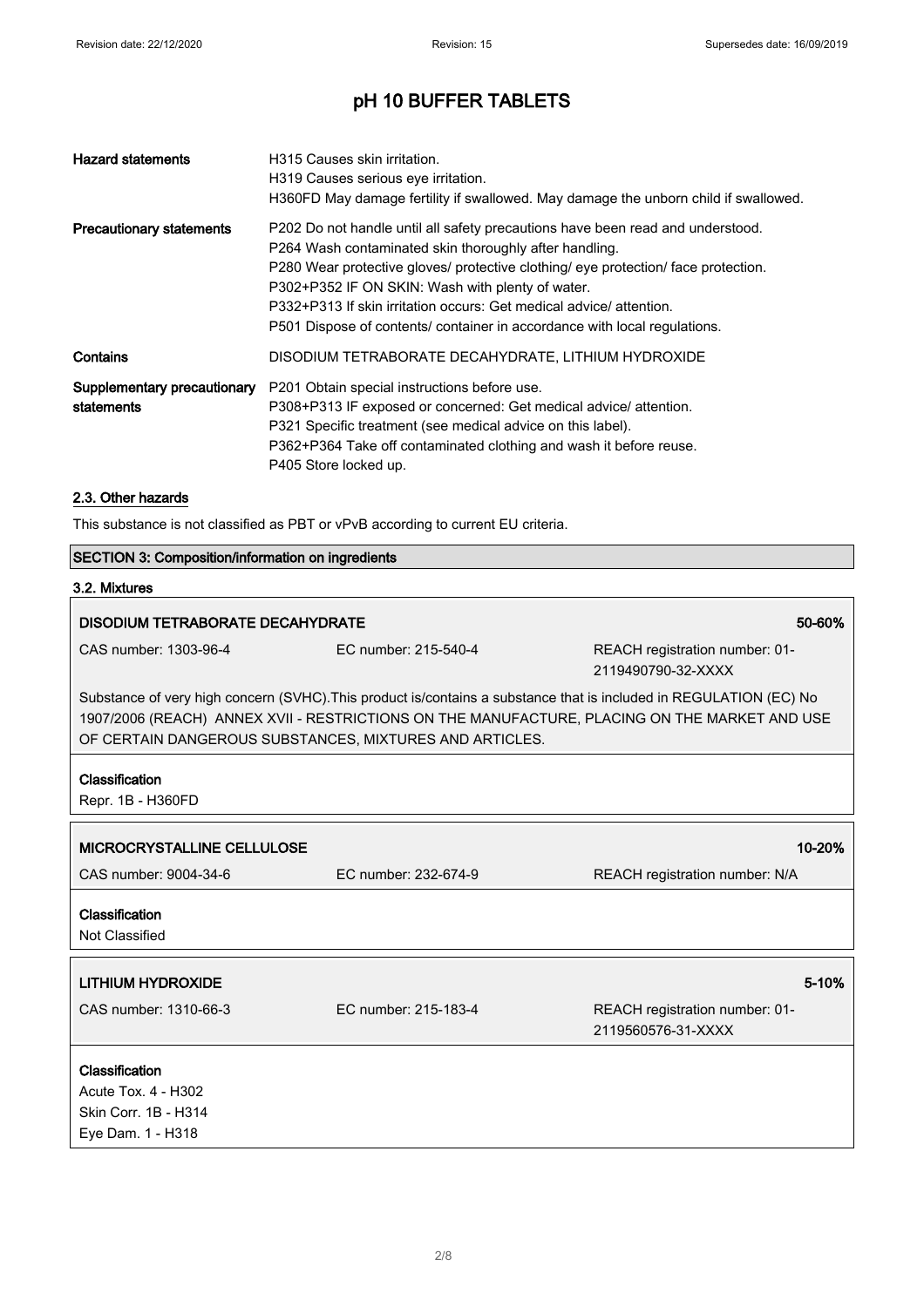| | |
|---|---|
| **Hazard statements** | H315 Causes skin irritation.<br>H319 Causes serious eye irritation.<br>H360FD May damage fertility if swallowed. May damage the unborn child if swallowed. |
| **Precautionary statements** | P202 Do not handle until all safety precautions have been read and understood.<br>P264 Wash contaminated skin thoroughly after handling.<br>P280 Wear protective gloves/ protective clothing/ eye protection/ face protection.<br>P302+P352 IF ON SKIN: Wash with plenty of water.<br>P332+P313 If skin irritation occurs: Get medical advice/ attention.<br>P501 Dispose of contents/ container in accordance with local regulations. |
| **Contains** | DISODIUM TETRABORATE DECAHYDRATE, LITHIUM HYDROXIDE |
| **Supplementary precautionary statements** | P201 Obtain special instructions before use.<br>P308+P313 IF exposed or concerned: Get medical advice/ attention.<br>P321 Specific treatment (see medical advice on this label).<br>P362+P364 Take off contaminated clothing and wash it before reuse.<br>P405 Store locked up. |

## 2.3. Other hazards

This substance is not classified as PBT or vPvB according to current EU criteria.

## SECTION 3: Composition/information on ingredients

### 3.2. Mixtures

**DISODIUM TETRABORATE DECAHYDRATE** 50-60%

CAS number: 1303-96-4 EC number: 215-540-4 REACH registration number: 01-2119490790-32-XXXX

Substance of very high concern (SVHC).This product is/contains a substance that is included in REGULATION (EC) No 1907/2006 (REACH) ANNEX XVII - RESTRICTIONS ON THE MANUFACTURE, PLACING ON THE MARKET AND USE OF CERTAIN DANGEROUS SUBSTANCES, MIXTURES AND ARTICLES.

**Classification**

Repr. 1B - H360FD

**MICROCRYSTALLINE CELLULOSE** 10-20%

CAS number: 9004-34-6 EC number: 232-674-9 REACH registration number: N/A

**Classification**

Not Classified

**LITHIUM HYDROXIDE** 5-10%

CAS number: 1310-66-3 EC number: 215-183-4 REACH registration number: 01-2119560576-31-XXXX

**Classification**

Acute Tox. 4 - H302
Skin Corr. 1B - H314
Eye Dam. 1 - H318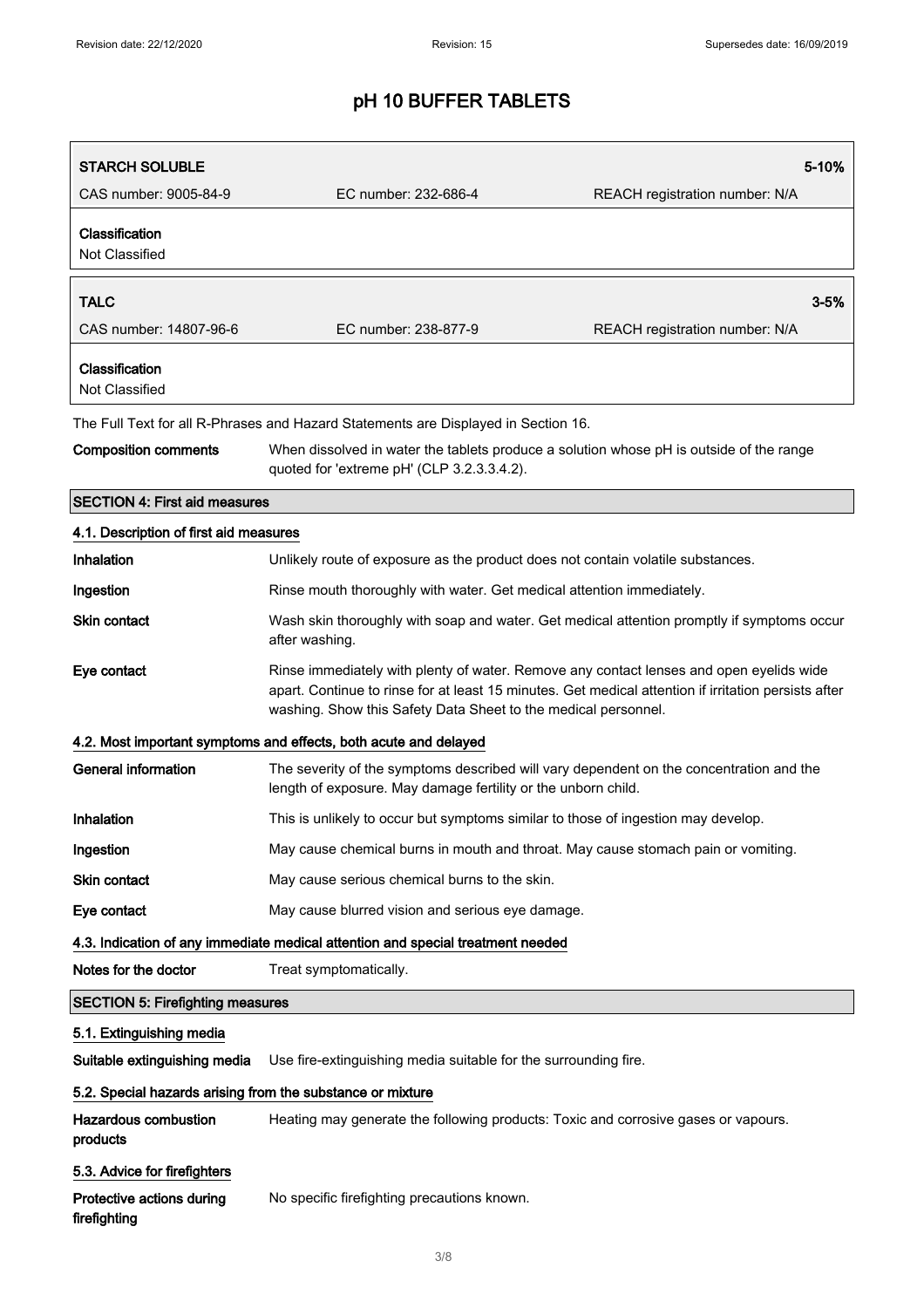# pH 10 BUFFER TABLETS

| STARCH SOLUBLE | | 5-10% |
|---|---|---|
| CAS number: 9005-84-9 | EC number: 232-686-4 | REACH registration number: N/A |
| **Classification**<br>Not Classified | | |

| TALC | | 3-5% |
|---|---|---|
| CAS number: 14807-96-6 | EC number: 238-877-9 | REACH registration number: N/A |
| **Classification**<br>Not Classified | | |

The Full Text for all R-Phrases and Hazard Statements are Displayed in Section 16.

**Composition comments** When dissolved in water the tablets produce a solution whose pH is outside of the range quoted for 'extreme pH' (CLP 3.2.3.3.4.2).

## SECTION 4: First aid measures

### 4.1. Description of first aid measures

**Inhalation** Unlikely route of exposure as the product does not contain volatile substances.

**Ingestion** Rinse mouth thoroughly with water. Get medical attention immediately.

**Skin contact** Wash skin thoroughly with soap and water. Get medical attention promptly if symptoms occur after washing.

**Eye contact** Rinse immediately with plenty of water. Remove any contact lenses and open eyelids wide apart. Continue to rinse for at least 15 minutes. Get medical attention if irritation persists after washing. Show this Safety Data Sheet to the medical personnel.

### 4.2. Most important symptoms and effects, both acute and delayed

**General information** The severity of the symptoms described will vary dependent on the concentration and the length of exposure. May damage fertility or the unborn child.

**Inhalation** This is unlikely to occur but symptoms similar to those of ingestion may develop.

**Ingestion** May cause chemical burns in mouth and throat. May cause stomach pain or vomiting.

**Skin contact** May cause serious chemical burns to the skin.

**Eye contact** May cause blurred vision and serious eye damage.

### 4.3. Indication of any immediate medical attention and special treatment needed

**Notes for the doctor** Treat symptomatically.

## SECTION 5: Firefighting measures

### 5.1. Extinguishing media

**Suitable extinguishing media** Use fire-extinguishing media suitable for the surrounding fire.

### 5.2. Special hazards arising from the substance or mixture

**Hazardous combustion products** Heating may generate the following products: Toxic and corrosive gases or vapours.

### 5.3. Advice for firefighters

**Protective actions during firefighting** No specific firefighting precautions known.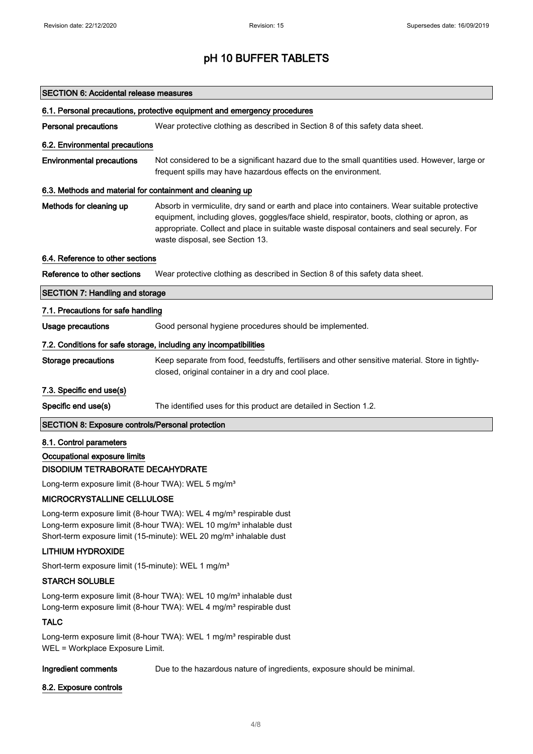# pH 10 BUFFER TABLETS

## SECTION 6: Accidental release measures

### 6.1. Personal precautions, protective equipment and emergency procedures

**Personal precautions** Wear protective clothing as described in Section 8 of this safety data sheet.

### 6.2. Environmental precautions

**Environmental precautions** Not considered to be a significant hazard due to the small quantities used. However, large or frequent spills may have hazardous effects on the environment.

### 6.3. Methods and material for containment and cleaning up

**Methods for cleaning up** Absorb in vermiculite, dry sand or earth and place into containers. Wear suitable protective equipment, including gloves, goggles/face shield, respirator, boots, clothing or apron, as appropriate. Collect and place in suitable waste disposal containers and seal securely. For waste disposal, see Section 13.

### 6.4. Reference to other sections

**Reference to other sections** Wear protective clothing as described in Section 8 of this safety data sheet.

## SECTION 7: Handling and storage

### 7.1. Precautions for safe handling

**Usage precautions** Good personal hygiene procedures should be implemented.

### 7.2. Conditions for safe storage, including any incompatibilities

**Storage precautions** Keep separate from food, feedstuffs, fertilisers and other sensitive material. Store in tightly-closed, original container in a dry and cool place.

### 7.3. Specific end use(s)

**Specific end use(s)** The identified uses for this product are detailed in Section 1.2.

## SECTION 8: Exposure controls/Personal protection

### 8.1. Control parameters

**Occupational exposure limits**

**DISODIUM TETRABORATE DECAHYDRATE**

Long-term exposure limit (8-hour TWA): WEL 5 mg/m³

**MICROCRYSTALLINE CELLULOSE**

Long-term exposure limit (8-hour TWA): WEL 4 mg/m³ respirable dust
Long-term exposure limit (8-hour TWA): WEL 10 mg/m³ inhalable dust
Short-term exposure limit (15-minute): WEL 20 mg/m³ inhalable dust

**LITHIUM HYDROXIDE**

Short-term exposure limit (15-minute): WEL 1 mg/m³

**STARCH SOLUBLE**

Long-term exposure limit (8-hour TWA): WEL 10 mg/m³ inhalable dust
Long-term exposure limit (8-hour TWA): WEL 4 mg/m³ respirable dust

**TALC**

Long-term exposure limit (8-hour TWA): WEL 1 mg/m³ respirable dust
WEL = Workplace Exposure Limit.

**Ingredient comments** Due to the hazardous nature of ingredients, exposure should be minimal.

### 8.2. Exposure controls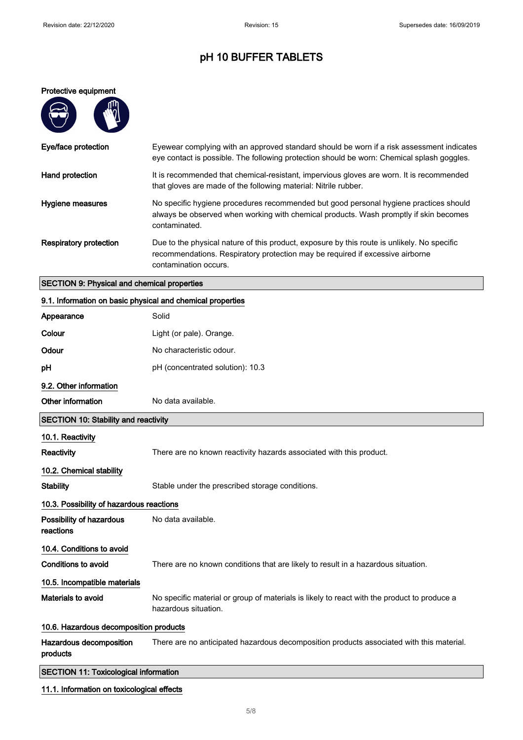# pH 10 BUFFER TABLETS

**Protective equipment**

| | |
|---|---|
| **Eye/face protection** | Eyewear complying with an approved standard should be worn if a risk assessment indicates eye contact is possible. The following protection should be worn: Chemical splash goggles. |
| **Hand protection** | It is recommended that chemical-resistant, impervious gloves are worn. It is recommended that gloves are made of the following material: Nitrile rubber. |
| **Hygiene measures** | No specific hygiene procedures recommended but good personal hygiene practices should always be observed when working with chemical products. Wash promptly if skin becomes contaminated. |
| **Respiratory protection** | Due to the physical nature of this product, exposure by this route is unlikely. No specific recommendations. Respiratory protection may be required if excessive airborne contamination occurs. |

## SECTION 9: Physical and chemical properties

### 9.1. Information on basic physical and chemical properties

| | |
|---|---|
| **Appearance** | Solid |
| **Colour** | Light (or pale). Orange. |
| **Odour** | No characteristic odour. |
| **pH** | pH (concentrated solution): 10.3 |

### 9.2. Other information

| | |
|---|---|
| **Other information** | No data available. |

## SECTION 10: Stability and reactivity

### 10.1. Reactivity

| | |
|---|---|
| **Reactivity** | There are no known reactivity hazards associated with this product. |

### 10.2. Chemical stability

| | |
|---|---|
| **Stability** | Stable under the prescribed storage conditions. |

### 10.3. Possibility of hazardous reactions

| | |
|---|---|
| **Possibility of hazardous reactions** | No data available. |

### 10.4. Conditions to avoid

| | |
|---|---|
| **Conditions to avoid** | There are no known conditions that are likely to result in a hazardous situation. |

### 10.5. Incompatible materials

| | |
|---|---|
| **Materials to avoid** | No specific material or group of materials is likely to react with the product to produce a hazardous situation. |

### 10.6. Hazardous decomposition products

| | |
|---|---|
| **Hazardous decomposition products** | There are no anticipated hazardous decomposition products associated with this material. |

## SECTION 11: Toxicological information

### 11.1. Information on toxicological effects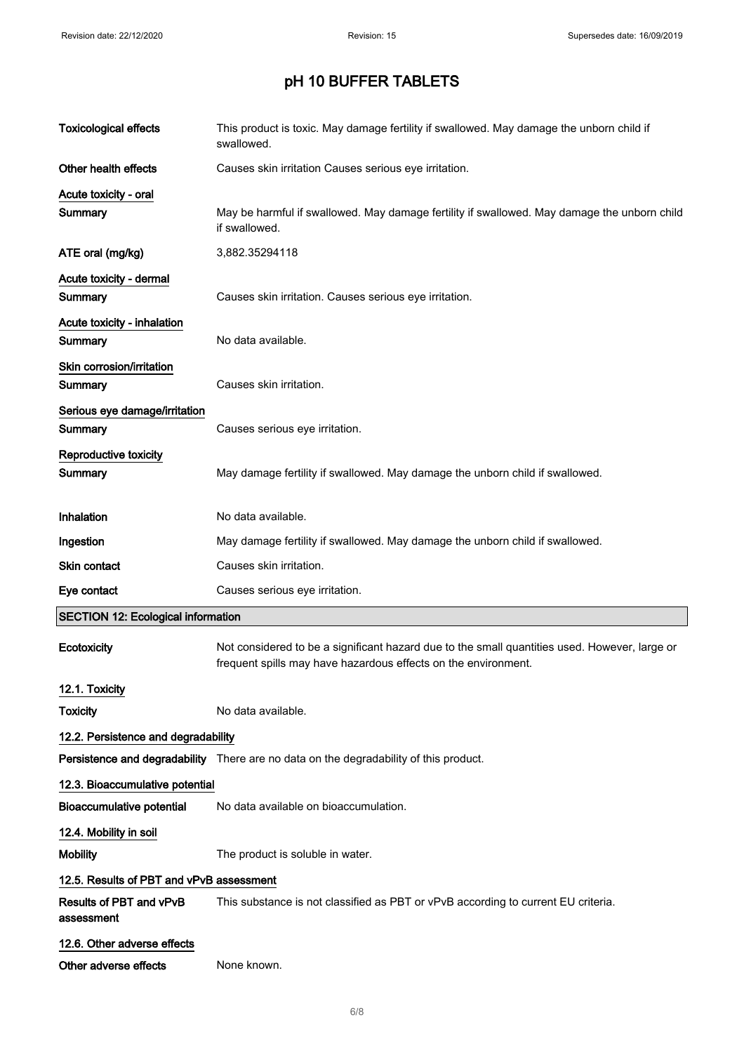# pH 10 BUFFER TABLETS

**Toxicological effects** This product is toxic. May damage fertility if swallowed. May damage the unborn child if swallowed.

**Other health effects** Causes skin irritation Causes serious eye irritation.

**Acute toxicity - oral**

**Summary** May be harmful if swallowed. May damage fertility if swallowed. May damage the unborn child if swallowed.

**ATE oral (mg/kg)** 3,882.35294118

**Acute toxicity - dermal**

**Summary** Causes skin irritation. Causes serious eye irritation.

**Acute toxicity - inhalation**

**Summary** No data available.

**Skin corrosion/irritation**

**Summary** Causes skin irritation.

**Serious eye damage/irritation**

**Summary** Causes serious eye irritation.

**Reproductive toxicity**

**Summary** May damage fertility if swallowed. May damage the unborn child if swallowed.

**Inhalation** No data available.

**Ingestion** May damage fertility if swallowed. May damage the unborn child if swallowed.

**Skin contact** Causes skin irritation.

**Eye contact** Causes serious eye irritation.

## SECTION 12: Ecological information

**Ecotoxicity** Not considered to be a significant hazard due to the small quantities used. However, large or frequent spills may have hazardous effects on the environment.

### 12.1. Toxicity

**Toxicity** No data available.

### 12.2. Persistence and degradability

**Persistence and degradability** There are no data on the degradability of this product.

### 12.3. Bioaccumulative potential

**Bioaccumulative potential** No data available on bioaccumulation.

### 12.4. Mobility in soil

**Mobility** The product is soluble in water.

### 12.5. Results of PBT and vPvB assessment

**Results of PBT and vPvB assessment** This substance is not classified as PBT or vPvB according to current EU criteria.

### 12.6. Other adverse effects

**Other adverse effects** None known.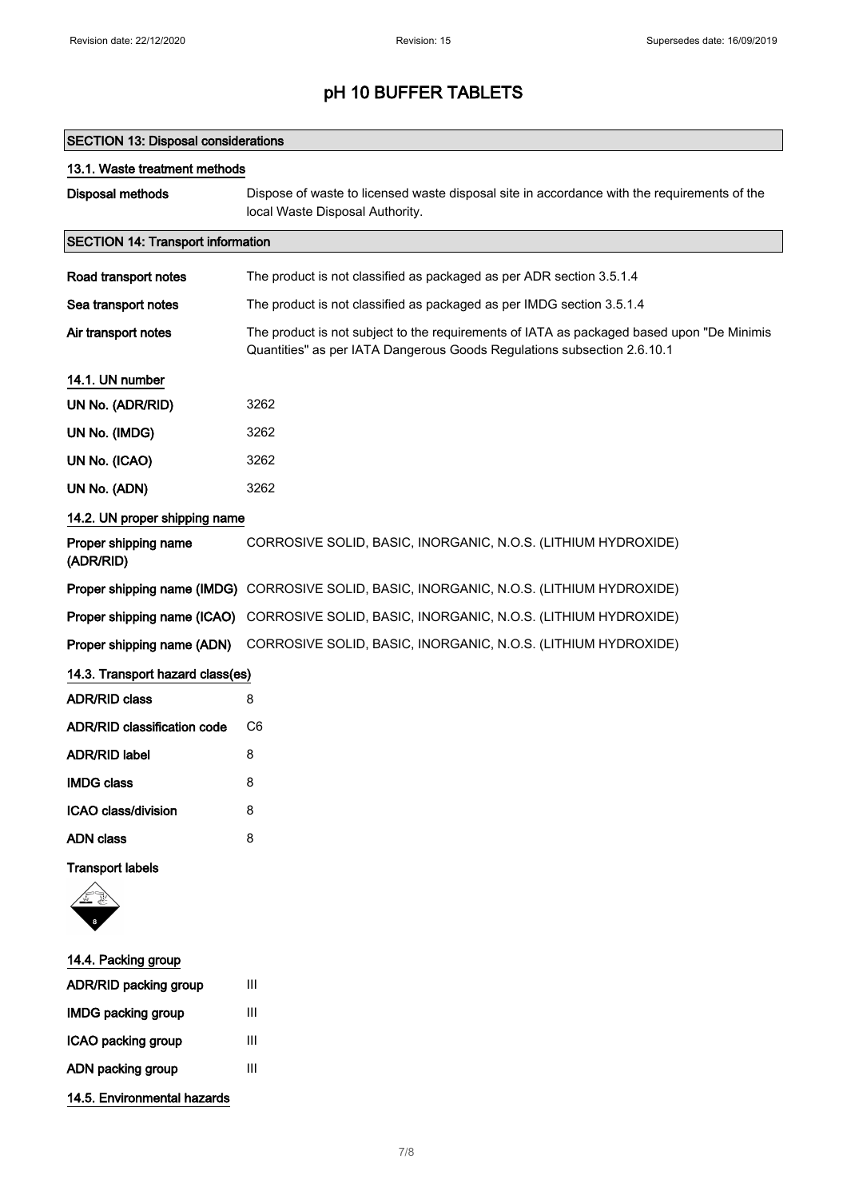# pH 10 BUFFER TABLETS

## SECTION 13: Disposal considerations

### 13.1. Waste treatment methods

**Disposal methods** Dispose of waste to licensed waste disposal site in accordance with the requirements of the local Waste Disposal Authority.

## SECTION 14: Transport information

**Road transport notes** The product is not classified as packaged as per ADR section 3.5.1.4

**Sea transport notes** The product is not classified as packaged as per IMDG section 3.5.1.4

**Air transport notes** The product is not subject to the requirements of IATA as packaged based upon "De Minimis Quantities" as per IATA Dangerous Goods Regulations subsection 2.6.10.1

### 14.1. UN number

**UN No. (ADR/RID)** 3262

**UN No. (IMDG)** 3262

**UN No. (ICAO)** 3262

**UN No. (ADN)** 3262

### 14.2. UN proper shipping name

**Proper shipping name (ADR/RID)** CORROSIVE SOLID, BASIC, INORGANIC, N.O.S. (LITHIUM HYDROXIDE)

**Proper shipping name (IMDG)** CORROSIVE SOLID, BASIC, INORGANIC, N.O.S. (LITHIUM HYDROXIDE)

**Proper shipping name (ICAO)** CORROSIVE SOLID, BASIC, INORGANIC, N.O.S. (LITHIUM HYDROXIDE)

**Proper shipping name (ADN)** CORROSIVE SOLID, BASIC, INORGANIC, N.O.S. (LITHIUM HYDROXIDE)

### 14.3. Transport hazard class(es)

**ADR/RID class** 8

**ADR/RID classification code** C6

**ADR/RID label** 8

**IMDG class** 8

**ICAO class/division** 8

**ADN class** 8

**Transport labels**

### 14.4. Packing group

**ADR/RID packing group** III

**IMDG packing group** III

**ICAO packing group** III

**ADN packing group** III

### 14.5. Environmental hazards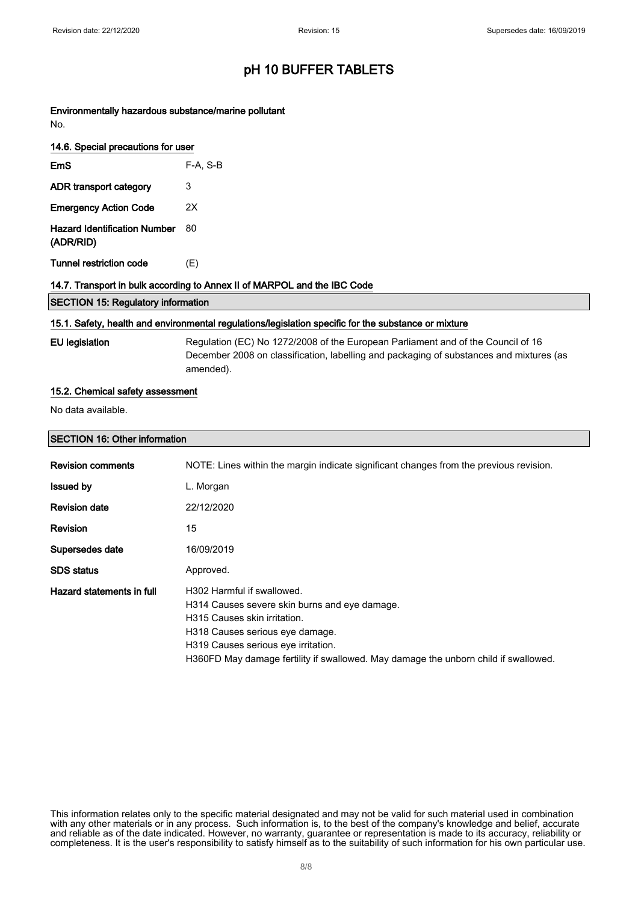# pH 10 BUFFER TABLETS

**Environmentally hazardous substance/marine pollutant**

No.

### 14.6. Special precautions for user

| | |
|---|---|
| **EmS** | F-A, S-B |
| **ADR transport category** | 3 |
| **Emergency Action Code** | 2X |
| **Hazard Identification Number (ADR/RID)** | 80 |
| **Tunnel restriction code** | (E) |

### 14.7. Transport in bulk according to Annex II of MARPOL and the IBC Code

## SECTION 15: Regulatory information

### 15.1. Safety, health and environmental regulations/legislation specific for the substance or mixture

| | |
|---|---|
| **EU legislation** | Regulation (EC) No 1272/2008 of the European Parliament and of the Council of 16 December 2008 on classification, labelling and packaging of substances and mixtures (as amended). |

### 15.2. Chemical safety assessment

No data available.

## SECTION 16: Other information

| | |
|---|---|
| **Revision comments** | NOTE: Lines within the margin indicate significant changes from the previous revision. |
| **Issued by** | L. Morgan |
| **Revision date** | 22/12/2020 |
| **Revision** | 15 |
| **Supersedes date** | 16/09/2019 |
| **SDS status** | Approved. |
| **Hazard statements in full** | H302 Harmful if swallowed.<br>H314 Causes severe skin burns and eye damage.<br>H315 Causes skin irritation.<br>H318 Causes serious eye damage.<br>H319 Causes serious eye irritation.<br>H360FD May damage fertility if swallowed. May damage the unborn child if swallowed. |

This information relates only to the specific material designated and may not be valid for such material used in combination with any other materials or in any process. Such information is, to the best of the company's knowledge and belief, accurate and reliable as of the date indicated. However, no warranty, guarantee or representation is made to its accuracy, reliability or completeness. It is the user's responsibility to satisfy himself as to the suitability of such information for his own particular use.